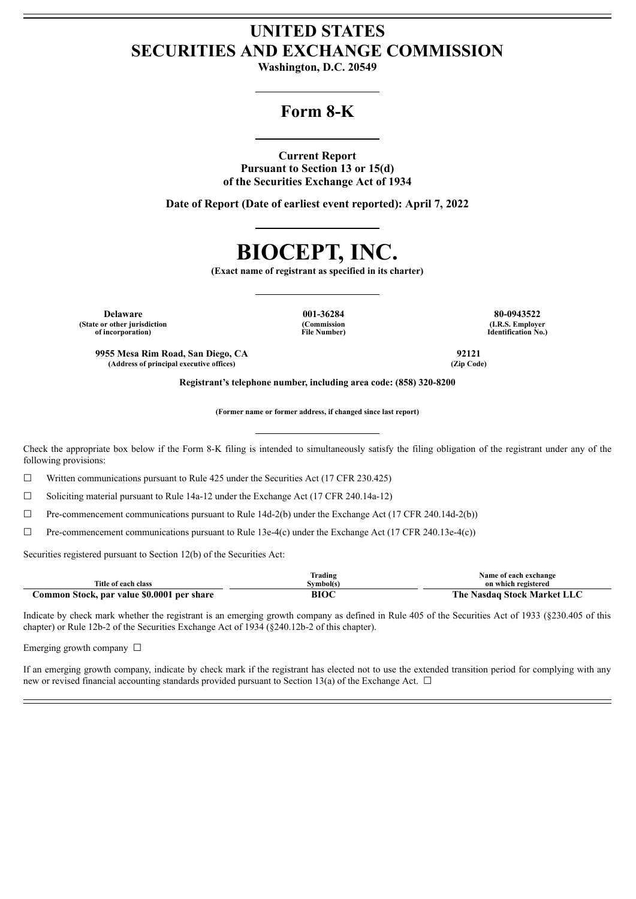# UNITED STATES
# SECURITIES AND EXCHANGE COMMISSION

**Washington, D.C. 20549**

## Form 8-K

**Current Report**
**Pursuant to Section 13 or 15(d)**
**of the Securities Exchange Act of 1934**

**Date of Report (Date of earliest event reported): April 7, 2022**

# BIOCEPT, INC.

**(Exact name of registrant as specified in its charter)**

| Delaware | 001-36284 | 80-0943522 |
|---|---|---|
| (State or other jurisdiction of incorporation) | (Commission File Number) | (I.R.S. Employer Identification No.) |

| 9955 Mesa Rim Road, San Diego, CA | 92121 |
|---|---|
| (Address of principal executive offices) | (Zip Code) |

**Registrant's telephone number, including area code: (858) 320-8200**

**(Former name or former address, if changed since last report)**

Check the appropriate box below if the Form 8-K filing is intended to simultaneously satisfy the filing obligation of the registrant under any of the following provisions:

☐ Written communications pursuant to Rule 425 under the Securities Act (17 CFR 230.425)

☐ Soliciting material pursuant to Rule 14a-12 under the Exchange Act (17 CFR 240.14a-12)

☐ Pre-commencement communications pursuant to Rule 14d-2(b) under the Exchange Act (17 CFR 240.14d-2(b))

☐ Pre-commencement communications pursuant to Rule 13e-4(c) under the Exchange Act (17 CFR 240.13e-4(c))

Securities registered pursuant to Section 12(b) of the Securities Act:

| Title of each class | Trading Symbol(s) | Name of each exchange on which registered |
|---|---|---|
| **Common Stock, par value $0.0001 per share** | **BIOC** | **The Nasdaq Stock Market LLC** |

Indicate by check mark whether the registrant is an emerging growth company as defined in Rule 405 of the Securities Act of 1933 (§230.405 of this chapter) or Rule 12b-2 of the Securities Exchange Act of 1934 (§240.12b-2 of this chapter).

Emerging growth company ☐

If an emerging growth company, indicate by check mark if the registrant has elected not to use the extended transition period for complying with any new or revised financial accounting standards provided pursuant to Section 13(a) of the Exchange Act. ☐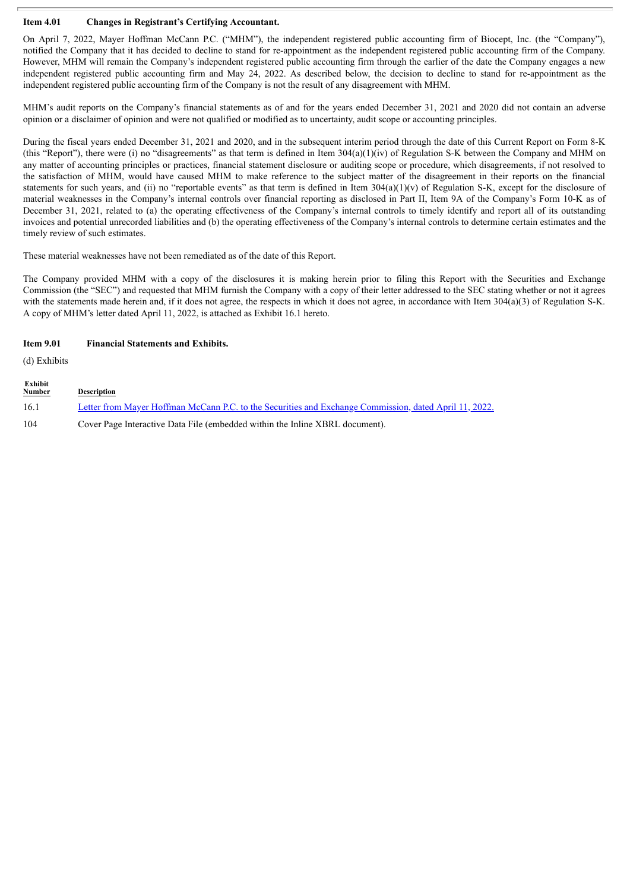## Item 4.01 Changes in Registrant's Certifying Accountant.

On April 7, 2022, Mayer Hoffman McCann P.C. ("MHM"), the independent registered public accounting firm of Biocept, Inc. (the "Company"), notified the Company that it has decided to decline to stand for re-appointment as the independent registered public accounting firm of the Company. However, MHM will remain the Company's independent registered public accounting firm through the earlier of the date the Company engages a new independent registered public accounting firm and May 24, 2022. As described below, the decision to decline to stand for re-appointment as the independent registered public accounting firm of the Company is not the result of any disagreement with MHM.

MHM's audit reports on the Company's financial statements as of and for the years ended December 31, 2021 and 2020 did not contain an adverse opinion or a disclaimer of opinion and were not qualified or modified as to uncertainty, audit scope or accounting principles.

During the fiscal years ended December 31, 2021 and 2020, and in the subsequent interim period through the date of this Current Report on Form 8-K (this "Report"), there were (i) no "disagreements" as that term is defined in Item 304(a)(1)(iv) of Regulation S-K between the Company and MHM on any matter of accounting principles or practices, financial statement disclosure or auditing scope or procedure, which disagreements, if not resolved to the satisfaction of MHM, would have caused MHM to make reference to the subject matter of the disagreement in their reports on the financial statements for such years, and (ii) no "reportable events" as that term is defined in Item 304(a)(1)(v) of Regulation S-K, except for the disclosure of material weaknesses in the Company's internal controls over financial reporting as disclosed in Part II, Item 9A of the Company's Form 10-K as of December 31, 2021, related to (a) the operating effectiveness of the Company's internal controls to timely identify and report all of its outstanding invoices and potential unrecorded liabilities and (b) the operating effectiveness of the Company's internal controls to determine certain estimates and the timely review of such estimates.

These material weaknesses have not been remediated as of the date of this Report.

The Company provided MHM with a copy of the disclosures it is making herein prior to filing this Report with the Securities and Exchange Commission (the "SEC") and requested that MHM furnish the Company with a copy of their letter addressed to the SEC stating whether or not it agrees with the statements made herein and, if it does not agree, the respects in which it does not agree, in accordance with Item 304(a)(3) of Regulation S-K. A copy of MHM's letter dated April 11, 2022, is attached as Exhibit 16.1 hereto.

## Item 9.01 Financial Statements and Exhibits.

(d) Exhibits

| Exhibit Number | Description |
|---|---|
| 16.1 | Letter from Mayer Hoffman McCann P.C. to the Securities and Exchange Commission, dated April 11, 2022. |
| 104 | Cover Page Interactive Data File (embedded within the Inline XBRL document). |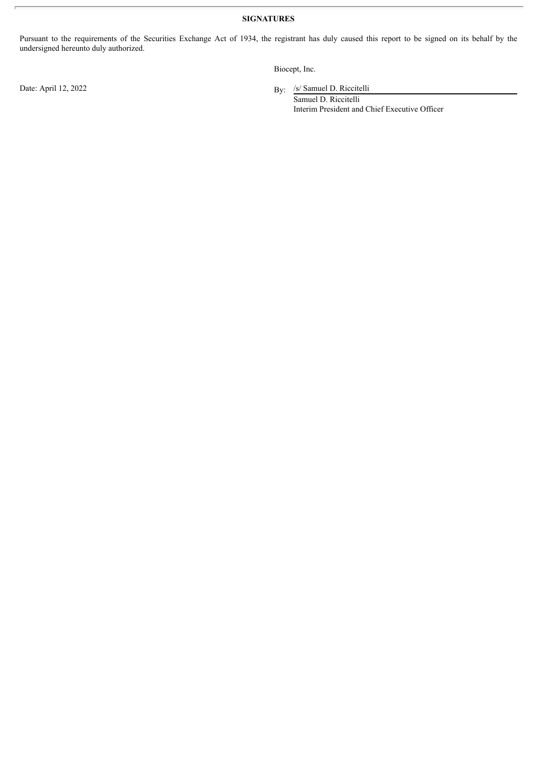**SIGNATURES**

Pursuant to the requirements of the Securities Exchange Act of 1934, the registrant has duly caused this report to be signed on its behalf by the undersigned hereunto duly authorized.

Biocept, Inc.

Date: April 12, 2022

By: /s/ Samuel D. Riccitelli
Samuel D. Riccitelli
Interim President and Chief Executive Officer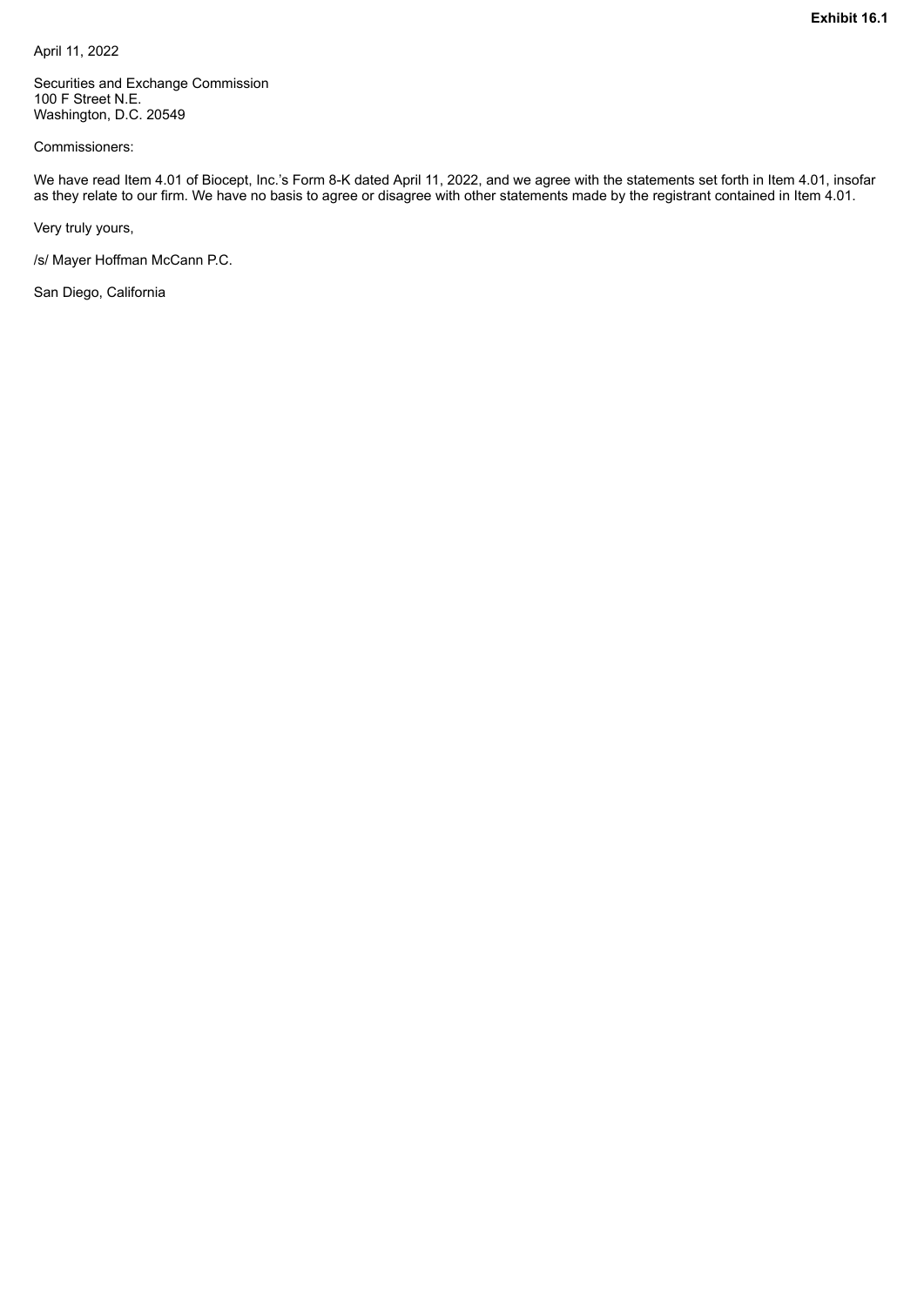**Exhibit 16.1**

April 11, 2022

Securities and Exchange Commission
100 F Street N.E.
Washington, D.C. 20549

Commissioners:

We have read Item 4.01 of Biocept, Inc.'s Form 8-K dated April 11, 2022, and we agree with the statements set forth in Item 4.01, insofar as they relate to our firm. We have no basis to agree or disagree with other statements made by the registrant contained in Item 4.01.

Very truly yours,

/s/ Mayer Hoffman McCann P.C.

San Diego, California